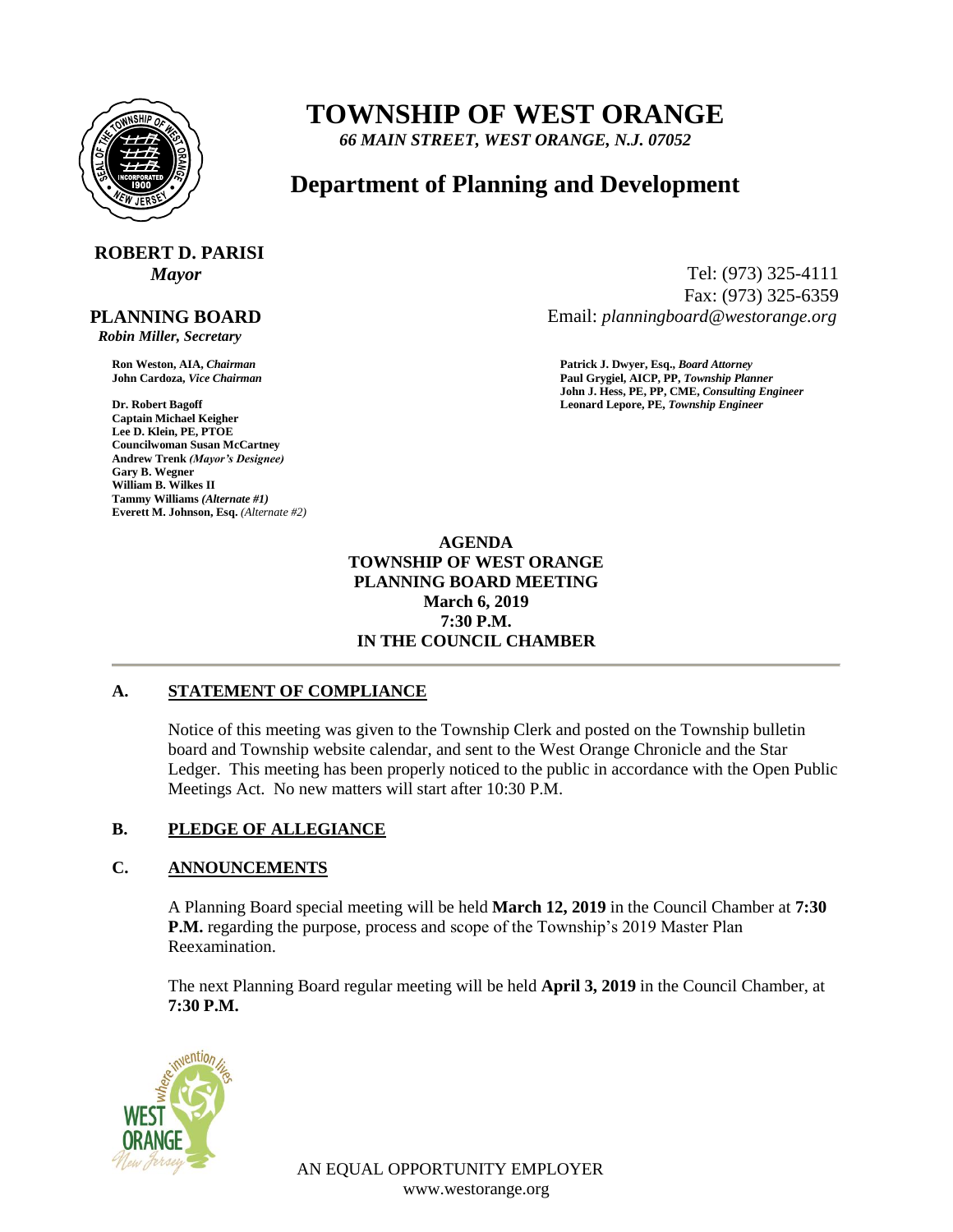# TOWNSHIP OF WEST ORANGE

*66 MAIN STREET, WEST ORANGE, N.J. 07052*

## Department of Planning and Development

**ROBERT D. PARISI**
*Mayor*

Tel: (973) 325-4111
Fax: (973) 325-6359
Email: *planningboard@westorange.org*

**PLANNING BOARD**
*Robin Miller, Secretary*

**Ron Weston, AIA,** *Chairman*
**John Cardoza,** *Vice Chairman*

**Dr. Robert Bagoff**
**Captain Michael Keigher**
**Lee D. Klein, PE, PTOE**
**Councilwoman Susan McCartney**
**Andrew Trenk** *(Mayor's Designee)*
**Gary B. Wegner**
**William B. Wilkes II**
**Tammy Williams** *(Alternate #1)*
**Everett M. Johnson, Esq.** *(Alternate #2)*

**Patrick J. Dwyer, Esq.,** *Board Attorney*
**Paul Grygiel, AICP, PP,** *Township Planner*
**John J. Hess, PE, PP, CME,** *Consulting Engineer*
**Leonard Lepore, PE,** *Township Engineer*

**AGENDA**
**TOWNSHIP OF WEST ORANGE**
**PLANNING BOARD MEETING**
**March 6, 2019**
**7:30 P.M.**
**IN THE COUNCIL CHAMBER**

---

### A. STATEMENT OF COMPLIANCE

Notice of this meeting was given to the Township Clerk and posted on the Township bulletin board and Township website calendar, and sent to the West Orange Chronicle and the Star Ledger. This meeting has been properly noticed to the public in accordance with the Open Public Meetings Act. No new matters will start after 10:30 P.M.

### B. PLEDGE OF ALLEGIANCE

### C. ANNOUNCEMENTS

A Planning Board special meeting will be held **March 12, 2019** in the Council Chamber at **7:30 P.M.** regarding the purpose, process and scope of the Township's 2019 Master Plan Reexamination.

The next Planning Board regular meeting will be held **April 3, 2019** in the Council Chamber, at **7:30 P.M.**

AN EQUAL OPPORTUNITY EMPLOYER
www.westorange.org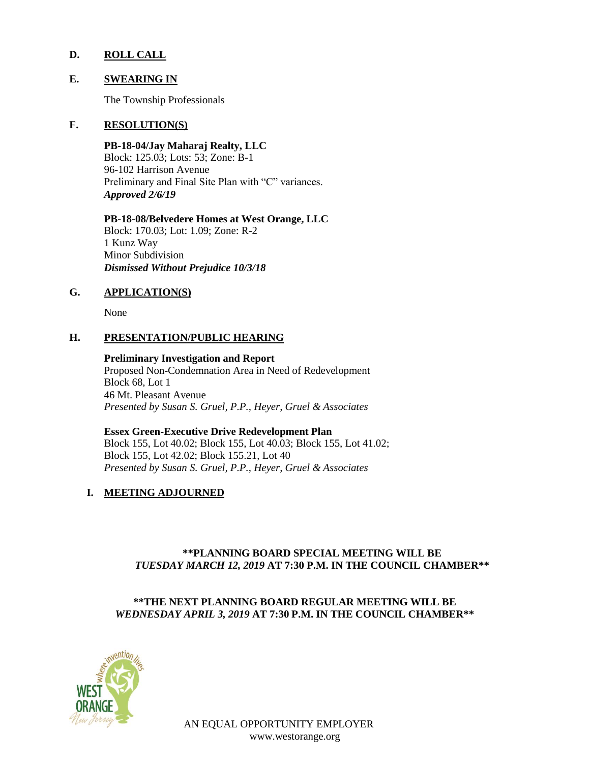**D. ROLL CALL**

**E. SWEARING IN**

The Township Professionals

**F. RESOLUTION(S)**

**PB-18-04/Jay Maharaj Realty, LLC**
Block: 125.03; Lots: 53; Zone: B-1
96-102 Harrison Avenue
Preliminary and Final Site Plan with "C" variances.
***Approved 2/6/19***

**PB-18-08/Belvedere Homes at West Orange, LLC**
Block: 170.03; Lot: 1.09; Zone: R-2
1 Kunz Way
Minor Subdivision
***Dismissed Without Prejudice 10/3/18***

**G. APPLICATION(S)**

None

**H. PRESENTATION/PUBLIC HEARING**

**Preliminary Investigation and Report**
Proposed Non-Condemnation Area in Need of Redevelopment
Block 68, Lot 1
46 Mt. Pleasant Avenue
*Presented by Susan S. Gruel, P.P., Heyer, Gruel & Associates*

**Essex Green-Executive Drive Redevelopment Plan**
Block 155, Lot 40.02; Block 155, Lot 40.03; Block 155, Lot 41.02;
Block 155, Lot 42.02; Block 155.21, Lot 40
*Presented by Susan S. Gruel, P.P., Heyer, Gruel & Associates*

**I. MEETING ADJOURNED**

**\*\*PLANNING BOARD SPECIAL MEETING WILL BE *TUESDAY MARCH 12, 2019* AT 7:30 P.M. IN THE COUNCIL CHAMBER\*\***

**\*\*THE NEXT PLANNING BOARD REGULAR MEETING WILL BE *WEDNESDAY APRIL 3, 2019* AT 7:30 P.M. IN THE COUNCIL CHAMBER\*\***

AN EQUAL OPPORTUNITY EMPLOYER
www.westorange.org